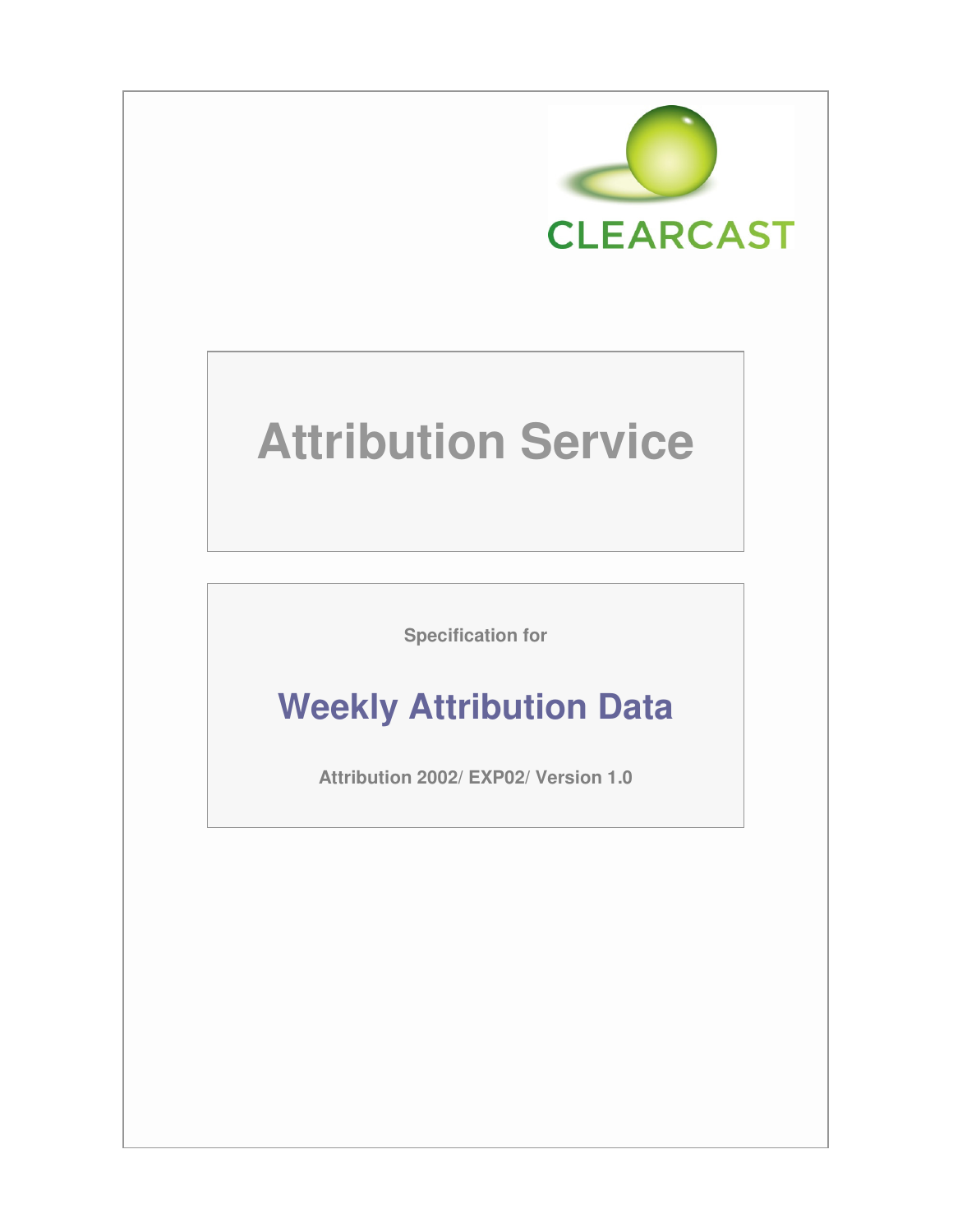CLEARCAST

# Attribution Service

Specification for

## Weekly Attribution Data

Attribution 2002/ EXP02/ Version 1.0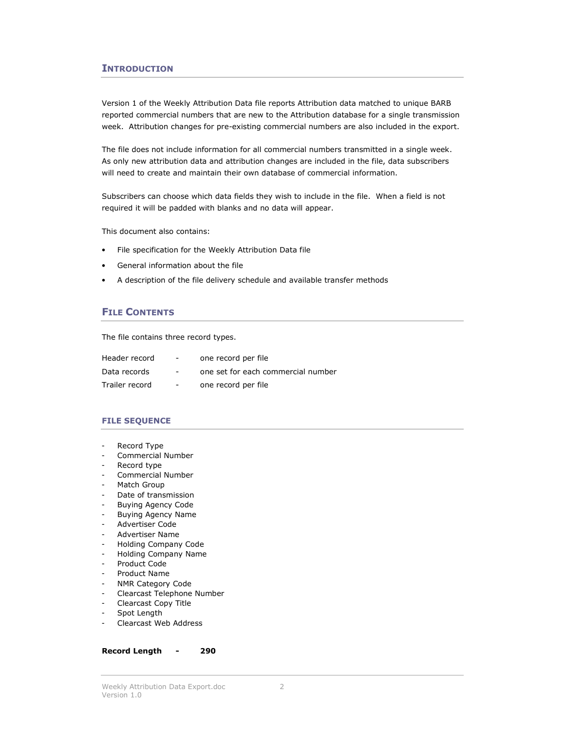## Introduction

Version 1 of the Weekly Attribution Data file reports Attribution data matched to unique BARB reported commercial numbers that are new to the Attribution database for a single transmission week. Attribution changes for pre-existing commercial numbers are also included in the export.

The file does not include information for all commercial numbers transmitted in a single week. As only new attribution data and attribution changes are included in the file, data subscribers will need to create and maintain their own database of commercial information.

Subscribers can choose which data fields they wish to include in the file. When a field is not required it will be padded with blanks and no data will appear.

This document also contains:

- File specification for the Weekly Attribution Data file
- General information about the file
- A description of the file delivery schedule and available transfer methods

## File Contents

The file contains three record types.

| | | |
|---|---|---|
| Header record | - | one record per file |
| Data records | - | one set for each commercial number |
| Trailer record | - | one record per file |

### FILE SEQUENCE

- Record Type
- Commercial Number
- Record type
- Commercial Number
- Match Group
- Date of transmission
- Buying Agency Code
- Buying Agency Name
- Advertiser Code
- Advertiser Name
- Holding Company Code
- Holding Company Name
- Product Code
- Product Name
- NMR Category Code
- Clearcast Telephone Number
- Clearcast Copy Title
- Spot Length
- Clearcast Web Address

**Record Length - 290**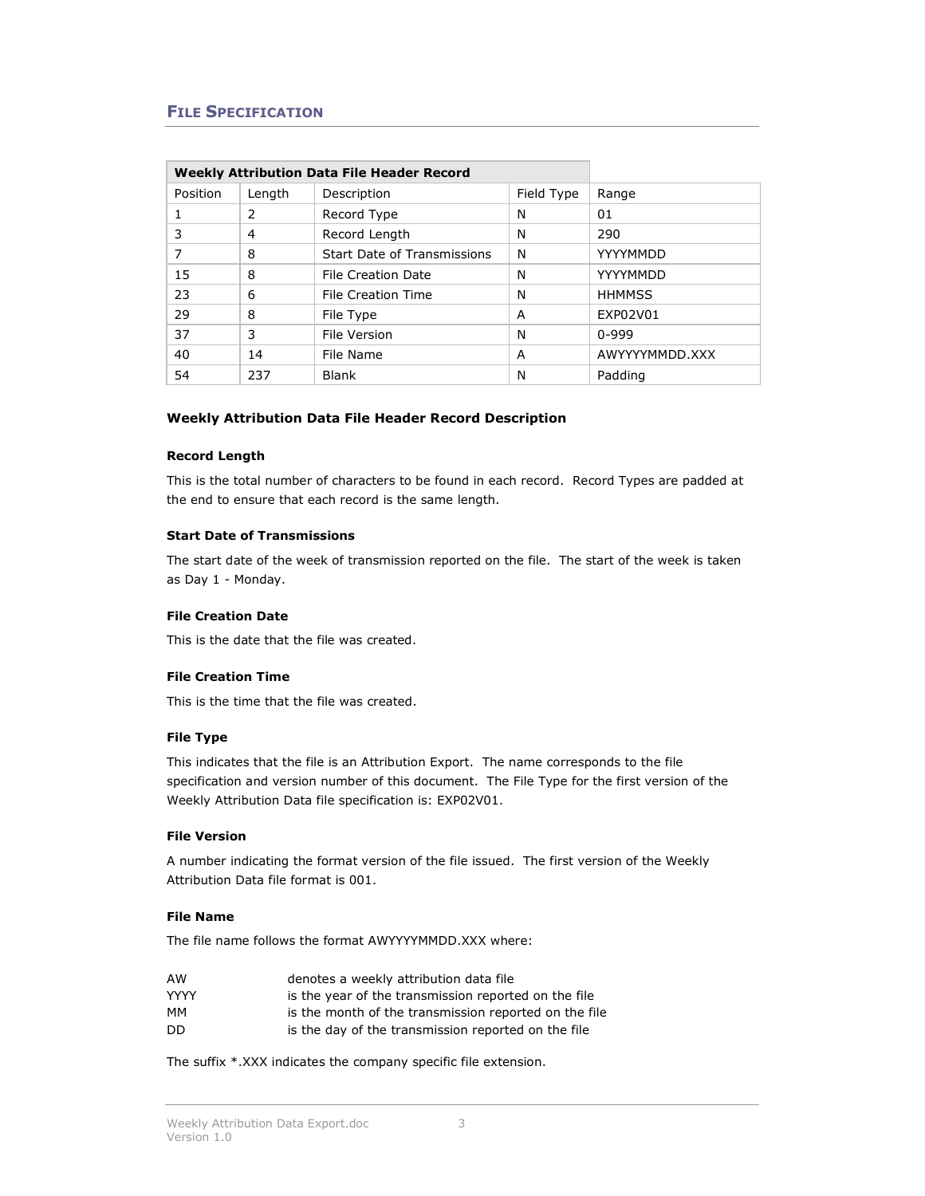## File Specification

| Weekly Attribution Data File Header Record | | | | |
|---|---|---|---|---|
| Position | Length | Description | Field Type | Range |
| 1 | 2 | Record Type | N | 01 |
| 3 | 4 | Record Length | N | 290 |
| 7 | 8 | Start Date of Transmissions | N | YYYYMMDD |
| 15 | 8 | File Creation Date | N | YYYYMMDD |
| 23 | 6 | File Creation Time | N | HHMMSS |
| 29 | 8 | File Type | A | EXP02V01 |
| 37 | 3 | File Version | N | 0-999 |
| 40 | 14 | File Name | A | AWYYYYMMDD.XXX |
| 54 | 237 | Blank | N | Padding |

### Weekly Attribution Data File Header Record Description

#### Record Length

This is the total number of characters to be found in each record. Record Types are padded at the end to ensure that each record is the same length.

#### Start Date of Transmissions

The start date of the week of transmission reported on the file. The start of the week is taken as Day 1 - Monday.

#### File Creation Date

This is the date that the file was created.

#### File Creation Time

This is the time that the file was created.

#### File Type

This indicates that the file is an Attribution Export. The name corresponds to the file specification and version number of this document. The File Type for the first version of the Weekly Attribution Data file specification is: EXP02V01.

#### File Version

A number indicating the format version of the file issued. The first version of the Weekly Attribution Data file format is 001.

#### File Name

The file name follows the format AWYYYYMMDD.XXX where:

| | |
|---|---|
| AW | denotes a weekly attribution data file |
| YYYY | is the year of the transmission reported on the file |
| MM | is the month of the transmission reported on the file |
| DD | is the day of the transmission reported on the file |

The suffix *.XXX indicates the company specific file extension.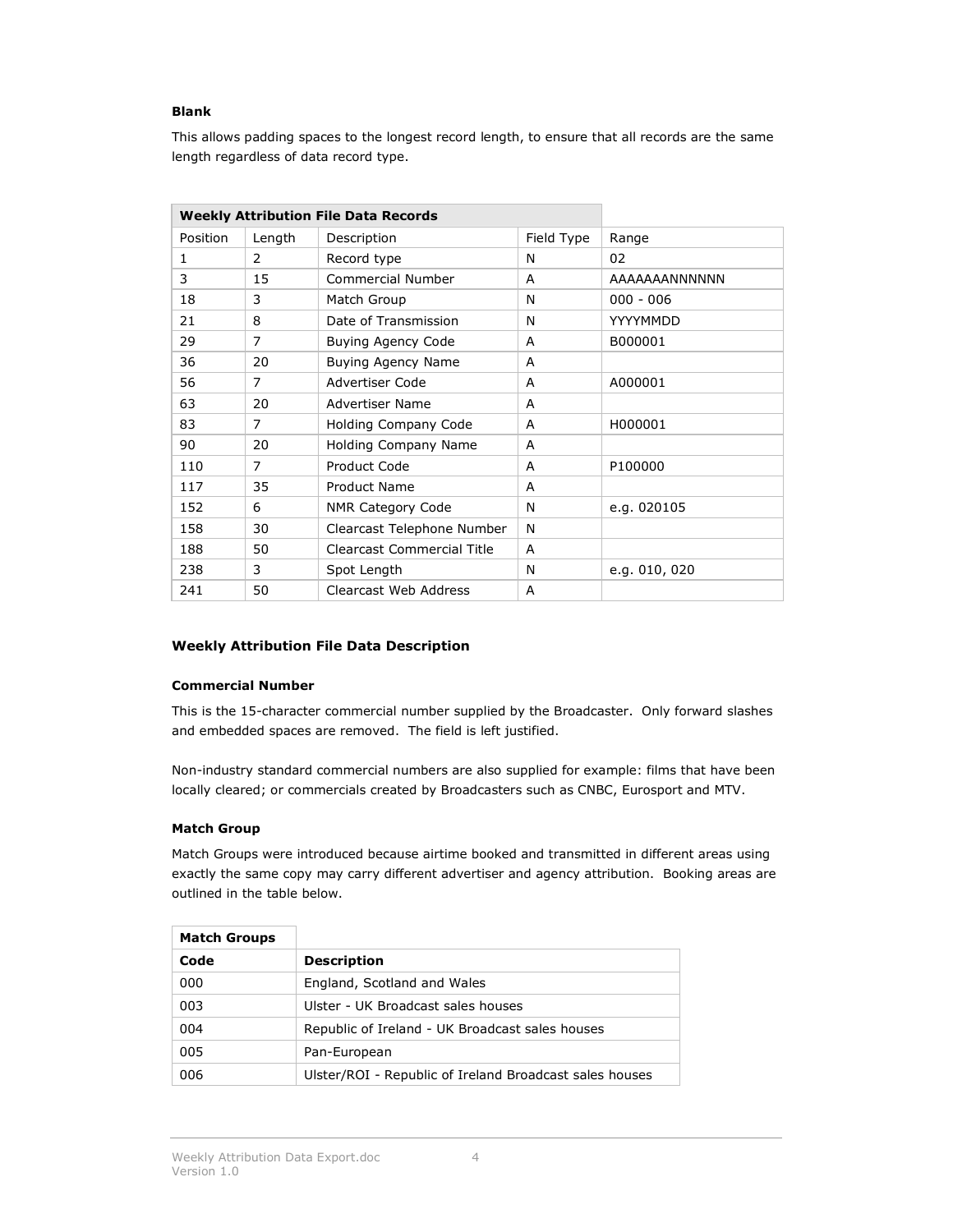**Blank**

This allows padding spaces to the longest record length, to ensure that all records are the same length regardless of data record type.

| Weekly Attribution File Data Records | | | | |
|---|---|---|---|---|
| Position | Length | Description | Field Type | Range |
| 1 | 2 | Record type | N | 02 |
| 3 | 15 | Commercial Number | A | AAAAAAANNNNNN |
| 18 | 3 | Match Group | N | 000 - 006 |
| 21 | 8 | Date of Transmission | N | YYYYMMDD |
| 29 | 7 | Buying Agency Code | A | B000001 |
| 36 | 20 | Buying Agency Name | A | |
| 56 | 7 | Advertiser Code | A | A000001 |
| 63 | 20 | Advertiser Name | A | |
| 83 | 7 | Holding Company Code | A | H000001 |
| 90 | 20 | Holding Company Name | A | |
| 110 | 7 | Product Code | A | P100000 |
| 117 | 35 | Product Name | A | |
| 152 | 6 | NMR Category Code | N | e.g. 020105 |
| 158 | 30 | Clearcast Telephone Number | N | |
| 188 | 50 | Clearcast Commercial Title | A | |
| 238 | 3 | Spot Length | N | e.g. 010, 020 |
| 241 | 50 | Clearcast Web Address | A | |

**Weekly Attribution File Data Description**

**Commercial Number**

This is the 15-character commercial number supplied by the Broadcaster. Only forward slashes and embedded spaces are removed. The field is left justified.

Non-industry standard commercial numbers are also supplied for example: films that have been locally cleared; or commercials created by Broadcasters such as CNBC, Eurosport and MTV.

**Match Group**

Match Groups were introduced because airtime booked and transmitted in different areas using exactly the same copy may carry different advertiser and agency attribution. Booking areas are outlined in the table below.

| Match Groups | |
|---|---|
| **Code** | **Description** |
| 000 | England, Scotland and Wales |
| 003 | Ulster - UK Broadcast sales houses |
| 004 | Republic of Ireland - UK Broadcast sales houses |
| 005 | Pan-European |
| 006 | Ulster/ROI - Republic of Ireland Broadcast sales houses |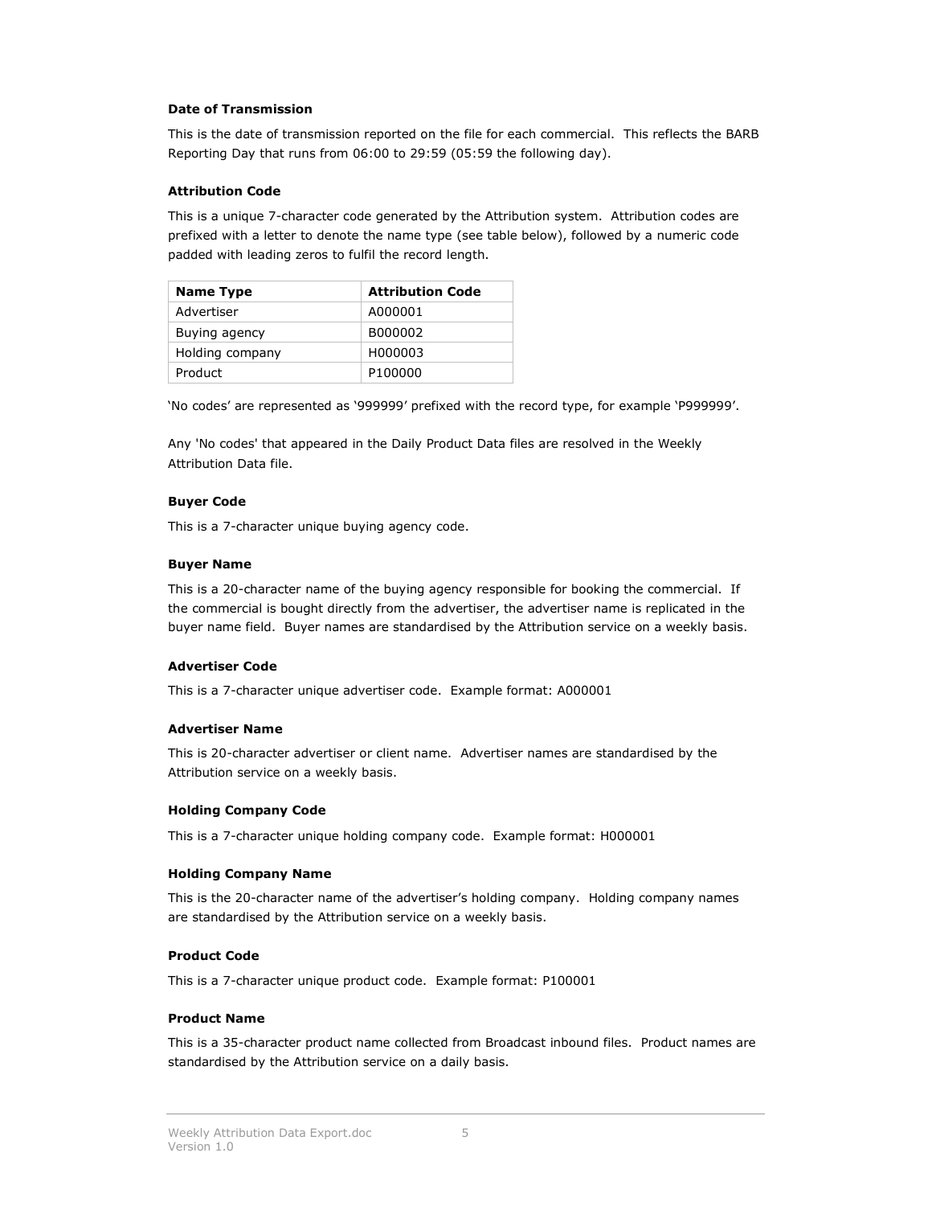### Date of Transmission

This is the date of transmission reported on the file for each commercial. This reflects the BARB Reporting Day that runs from 06:00 to 29:59 (05:59 the following day).

### Attribution Code

This is a unique 7-character code generated by the Attribution system. Attribution codes are prefixed with a letter to denote the name type (see table below), followed by a numeric code padded with leading zeros to fulfil the record length.

| Name Type | Attribution Code |
|---|---|
| Advertiser | A000001 |
| Buying agency | B000002 |
| Holding company | H000003 |
| Product | P100000 |

'No codes' are represented as '999999' prefixed with the record type, for example 'P999999'.

Any 'No codes' that appeared in the Daily Product Data files are resolved in the Weekly Attribution Data file.

### Buyer Code

This is a 7-character unique buying agency code.

### Buyer Name

This is a 20-character name of the buying agency responsible for booking the commercial. If the commercial is bought directly from the advertiser, the advertiser name is replicated in the buyer name field. Buyer names are standardised by the Attribution service on a weekly basis.

### Advertiser Code

This is a 7-character unique advertiser code. Example format: A000001

### Advertiser Name

This is 20-character advertiser or client name. Advertiser names are standardised by the Attribution service on a weekly basis.

### Holding Company Code

This is a 7-character unique holding company code. Example format: H000001

### Holding Company Name

This is the 20-character name of the advertiser's holding company. Holding company names are standardised by the Attribution service on a weekly basis.

### Product Code

This is a 7-character unique product code. Example format: P100001

### Product Name

This is a 35-character product name collected from Broadcast inbound files. Product names are standardised by the Attribution service on a daily basis.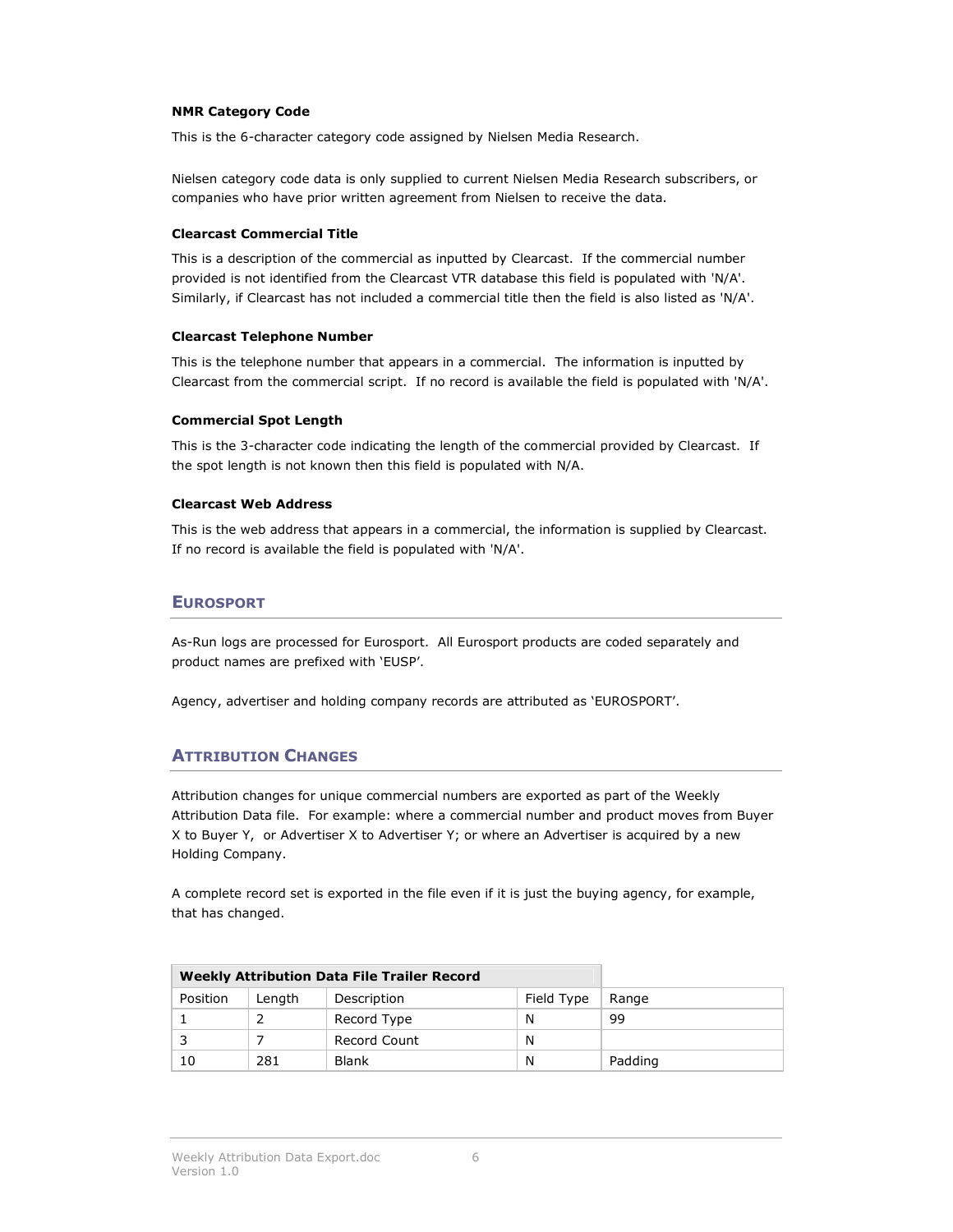#### NMR Category Code

This is the 6-character category code assigned by Nielsen Media Research.

Nielsen category code data is only supplied to current Nielsen Media Research subscribers, or companies who have prior written agreement from Nielsen to receive the data.

#### Clearcast Commercial Title

This is a description of the commercial as inputted by Clearcast. If the commercial number provided is not identified from the Clearcast VTR database this field is populated with 'N/A'. Similarly, if Clearcast has not included a commercial title then the field is also listed as 'N/A'.

#### Clearcast Telephone Number

This is the telephone number that appears in a commercial. The information is inputted by Clearcast from the commercial script. If no record is available the field is populated with 'N/A'.

#### Commercial Spot Length

This is the 3-character code indicating the length of the commercial provided by Clearcast. If the spot length is not known then this field is populated with N/A.

#### Clearcast Web Address

This is the web address that appears in a commercial, the information is supplied by Clearcast. If no record is available the field is populated with 'N/A'.

## Eurosport

As-Run logs are processed for Eurosport. All Eurosport products are coded separately and product names are prefixed with 'EUSP'.

Agency, advertiser and holding company records are attributed as 'EUROSPORT'.

## Attribution Changes

Attribution changes for unique commercial numbers are exported as part of the Weekly Attribution Data file. For example: where a commercial number and product moves from Buyer X to Buyer Y, or Advertiser X to Advertiser Y; or where an Advertiser is acquired by a new Holding Company.

A complete record set is exported in the file even if it is just the buying agency, for example, that has changed.

| **Weekly Attribution Data File Trailer Record** | | | | |
|---|---|---|---|---|
| Position | Length | Description | Field Type | Range |
| 1 | 2 | Record Type | N | 99 |
| 3 | 7 | Record Count | N | |
| 10 | 281 | Blank | N | Padding |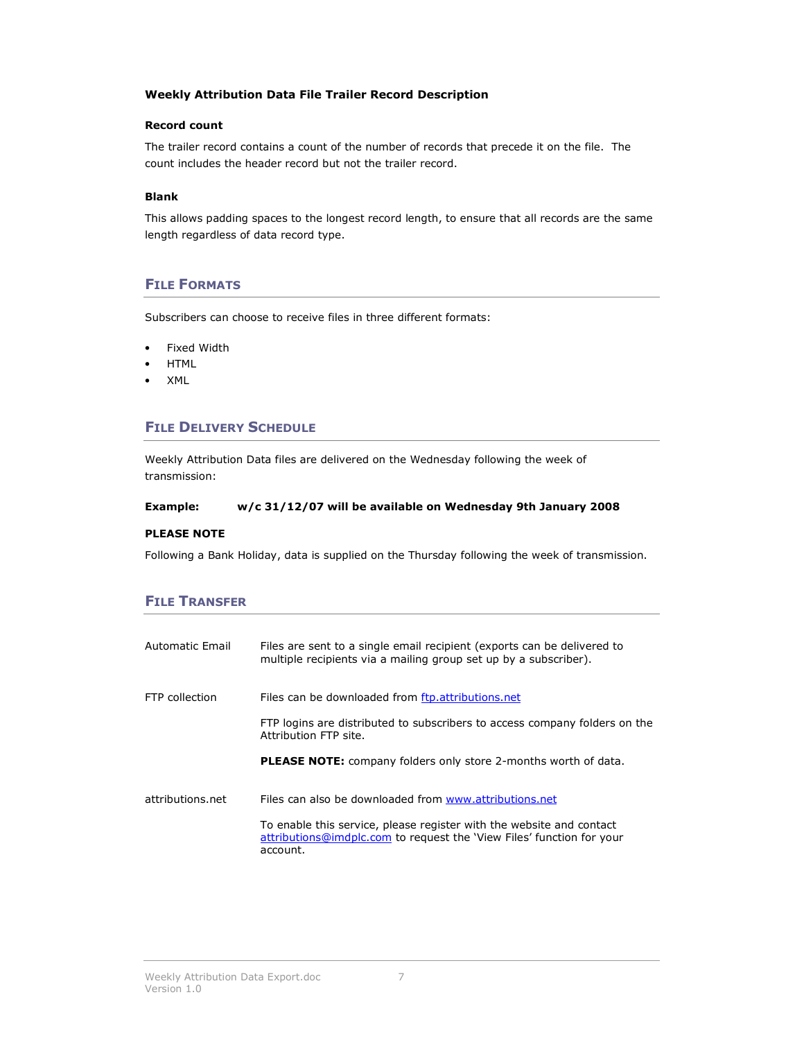### Weekly Attribution Data File Trailer Record Description

**Record count**

The trailer record contains a count of the number of records that precede it on the file. The count includes the header record but not the trailer record.

**Blank**

This allows padding spaces to the longest record length, to ensure that all records are the same length regardless of data record type.

## File Formats

Subscribers can choose to receive files in three different formats:

- Fixed Width
- HTML
- XML

## File Delivery Schedule

Weekly Attribution Data files are delivered on the Wednesday following the week of transmission:

**Example: w/c 31/12/07 will be available on Wednesday 9th January 2008**

**PLEASE NOTE**

Following a Bank Holiday, data is supplied on the Thursday following the week of transmission.

## File Transfer

| | |
|---|---|
| Automatic Email | Files are sent to a single email recipient (exports can be delivered to multiple recipients via a mailing group set up by a subscriber). |
| FTP collection | Files can be downloaded from ftp.attributions.net<br><br>FTP logins are distributed to subscribers to access company folders on the Attribution FTP site.<br><br>**PLEASE NOTE:** company folders only store 2-months worth of data. |
| attributions.net | Files can also be downloaded from www.attributions.net<br><br>To enable this service, please register with the website and contact attributions@imdplc.com to request the 'View Files' function for your account. |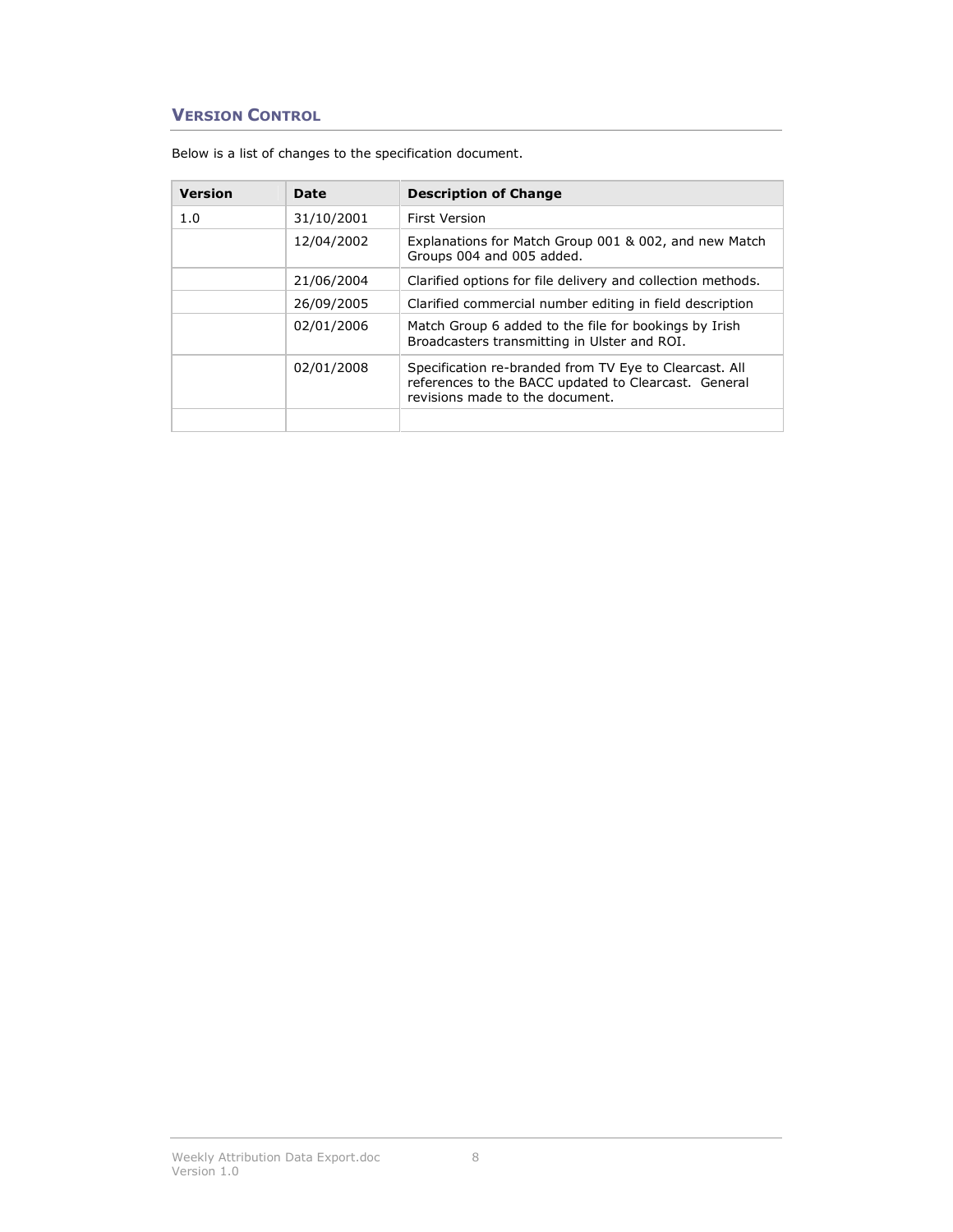## Version Control

Below is a list of changes to the specification document.

| Version | Date | Description of Change |
|---|---|---|
| 1.0 | 31/10/2001 | First Version |
| | 12/04/2002 | Explanations for Match Group 001 & 002, and new Match Groups 004 and 005 added. |
| | 21/06/2004 | Clarified options for file delivery and collection methods. |
| | 26/09/2005 | Clarified commercial number editing in field description |
| | 02/01/2006 | Match Group 6 added to the file for bookings by Irish Broadcasters transmitting in Ulster and ROI. |
| | 02/01/2008 | Specification re-branded from TV Eye to Clearcast. All references to the BACC updated to Clearcast. General revisions made to the document. |
| | | |